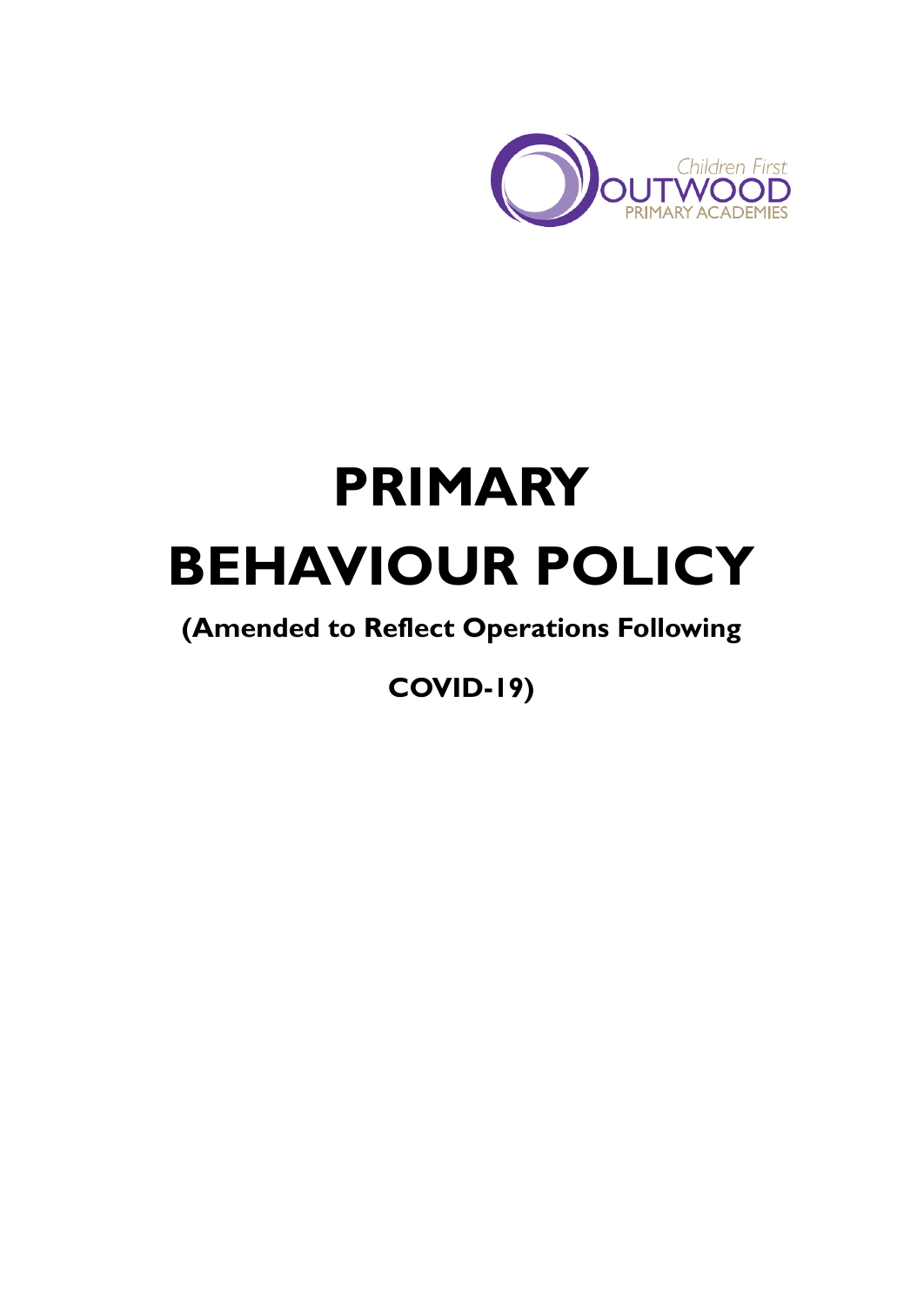Children First
OUTWOOD
PRIMARY ACADEMIES

# PRIMARY BEHAVIOUR POLICY

**(Amended to Reflect Operations Following COVID-19)**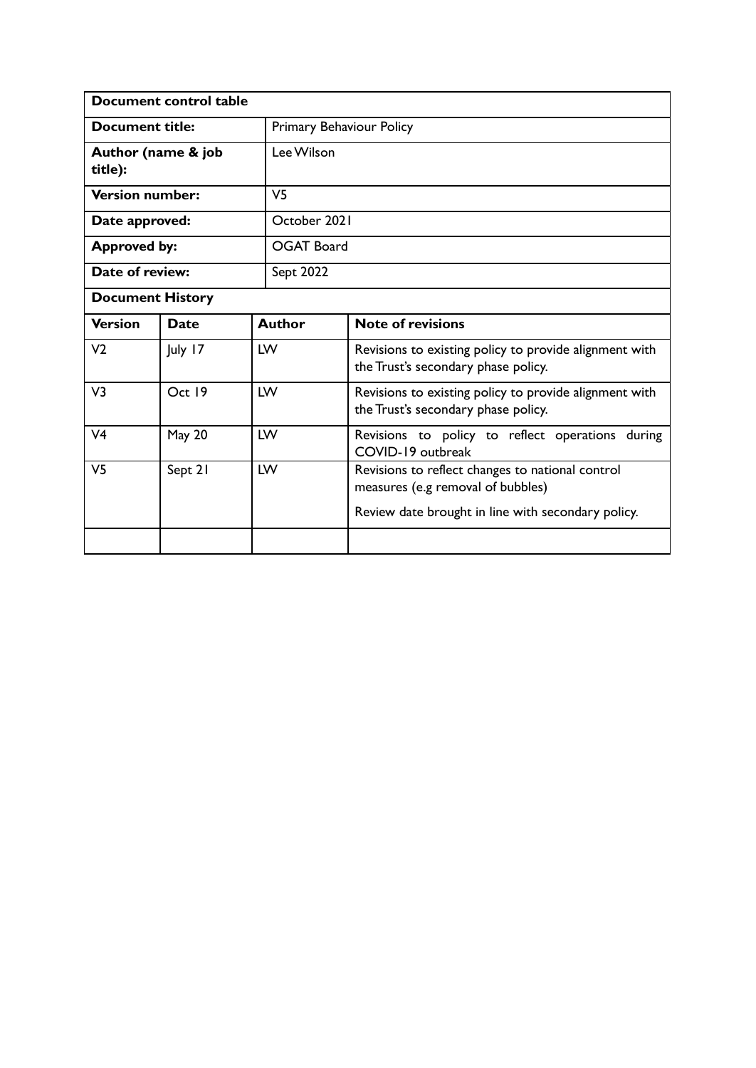| Document control table | |
|---|---|
| **Document title:** | Primary Behaviour Policy |
| **Author (name & job title):** | Lee Wilson |
| **Version number:** | V5 |
| **Date approved:** | October 2021 |
| **Approved by:** | OGAT Board |
| **Date of review:** | Sept 2022 |

**Document History**

| Version | Date | Author | Note of revisions |
|---|---|---|---|
| V2 | July 17 | LW | Revisions to existing policy to provide alignment with the Trust's secondary phase policy. |
| V3 | Oct 19 | LW | Revisions to existing policy to provide alignment with the Trust's secondary phase policy. |
| V4 | May 20 | LW | Revisions to policy to reflect operations during COVID-19 outbreak |
| V5 | Sept 21 | LW | Revisions to reflect changes to national control measures (e.g removal of bubbles)<br><br>Review date brought in line with secondary policy. |
| | | | |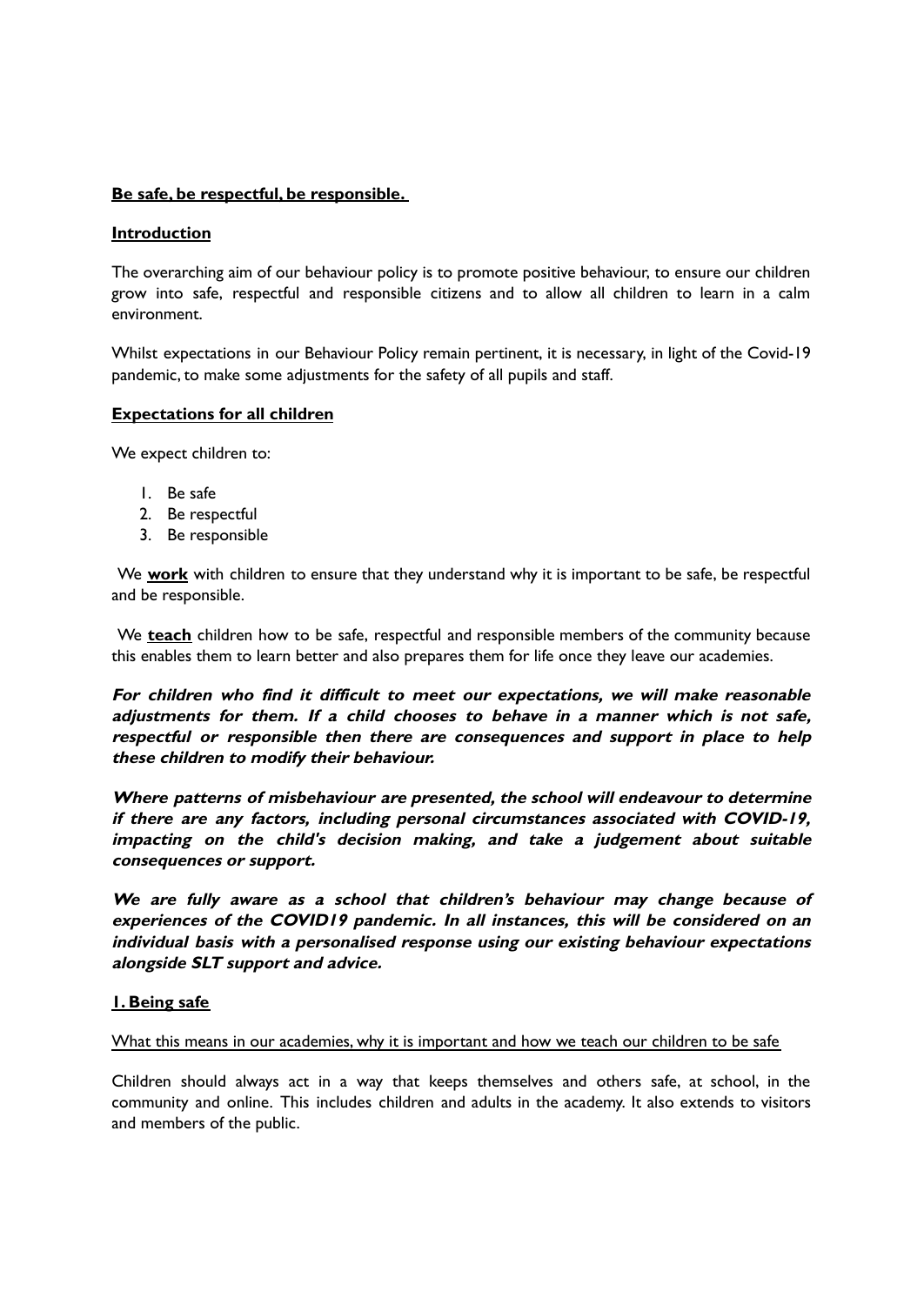**Be safe, be respectful, be responsible.**

## Introduction

The overarching aim of our behaviour policy is to promote positive behaviour, to ensure our children grow into safe, respectful and responsible citizens and to allow all children to learn in a calm environment.

Whilst expectations in our Behaviour Policy remain pertinent, it is necessary, in light of the Covid-19 pandemic, to make some adjustments for the safety of all pupils and staff.

## Expectations for all children

We expect children to:

1. Be safe
2. Be respectful
3. Be responsible

We **work** with children to ensure that they understand why it is important to be safe, be respectful and be responsible.

We **teach** children how to be safe, respectful and responsible members of the community because this enables them to learn better and also prepares them for life once they leave our academies.

***For children who find it difficult to meet our expectations, we will make reasonable adjustments for them. If a child chooses to behave in a manner which is not safe, respectful or responsible then there are consequences and support in place to help these children to modify their behaviour.***

***Where patterns of misbehaviour are presented, the school will endeavour to determine if there are any factors, including personal circumstances associated with COVID-19, impacting on the child's decision making, and take a judgement about suitable consequences or support.***

***We are fully aware as a school that children's behaviour may change because of experiences of the COVID19 pandemic. In all instances, this will be considered on an individual basis with a personalised response using our existing behaviour expectations alongside SLT support and advice.***

## 1. Being safe

What this means in our academies, why it is important and how we teach our children to be safe

Children should always act in a way that keeps themselves and others safe, at school, in the community and online. This includes children and adults in the academy. It also extends to visitors and members of the public.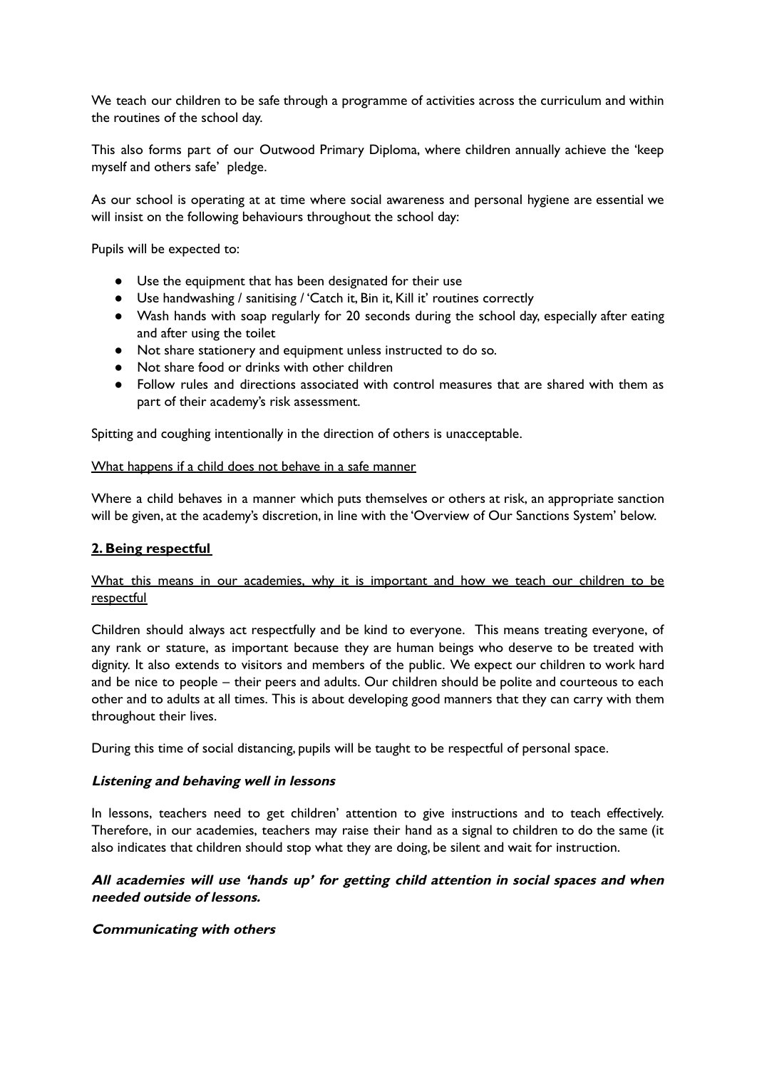We teach our children to be safe through a programme of activities across the curriculum and within the routines of the school day.

This also forms part of our Outwood Primary Diploma, where children annually achieve the 'keep myself and others safe' pledge.

As our school is operating at at time where social awareness and personal hygiene are essential we will insist on the following behaviours throughout the school day:

Pupils will be expected to:

- Use the equipment that has been designated for their use
- Use handwashing / sanitising / 'Catch it, Bin it, Kill it' routines correctly
- Wash hands with soap regularly for 20 seconds during the school day, especially after eating and after using the toilet
- Not share stationery and equipment unless instructed to do so.
- Not share food or drinks with other children
- Follow rules and directions associated with control measures that are shared with them as part of their academy's risk assessment.

Spitting and coughing intentionally in the direction of others is unacceptable.

<u>What happens if a child does not behave in a safe manner</u>

Where a child behaves in a manner which puts themselves or others at risk, an appropriate sanction will be given, at the academy's discretion, in line with the 'Overview of Our Sanctions System' below.

## **2. Being respectful**

<u>What this means in our academies, why it is important and how we teach our children to be respectful</u>

Children should always act respectfully and be kind to everyone. This means treating everyone, of any rank or stature, as important because they are human beings who deserve to be treated with dignity. It also extends to visitors and members of the public. We expect our children to work hard and be nice to people – their peers and adults. Our children should be polite and courteous to each other and to adults at all times. This is about developing good manners that they can carry with them throughout their lives.

During this time of social distancing, pupils will be taught to be respectful of personal space.

### ***Listening and behaving well in lessons***

In lessons, teachers need to get children' attention to give instructions and to teach effectively. Therefore, in our academies, teachers may raise their hand as a signal to children to do the same (it also indicates that children should stop what they are doing, be silent and wait for instruction.

***All academies will use 'hands up' for getting child attention in social spaces and when needed outside of lessons.***

### ***Communicating with others***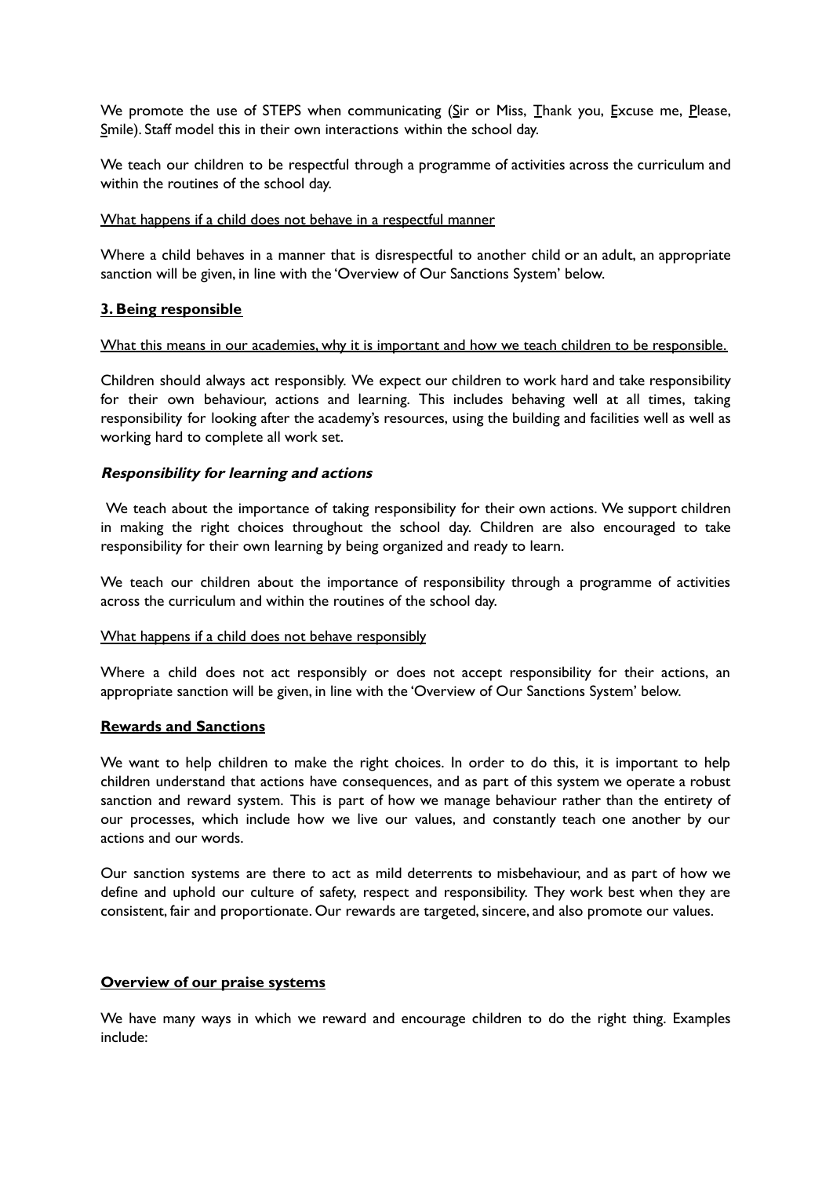We promote the use of STEPS when communicating (Sir or Miss, Thank you, Excuse me, Please, Smile). Staff model this in their own interactions within the school day.

We teach our children to be respectful through a programme of activities across the curriculum and within the routines of the school day.

<u>What happens if a child does not behave in a respectful manner</u>

Where a child behaves in a manner that is disrespectful to another child or an adult, an appropriate sanction will be given, in line with the 'Overview of Our Sanctions System' below.

## 3. Being responsible

<u>What this means in our academies, why it is important and how we teach children to be responsible.</u>

Children should always act responsibly. We expect our children to work hard and take responsibility for their own behaviour, actions and learning. This includes behaving well at all times, taking responsibility for looking after the academy's resources, using the building and facilities well as well as working hard to complete all work set.

### *Responsibility for learning and actions*

We teach about the importance of taking responsibility for their own actions. We support children in making the right choices throughout the school day. Children are also encouraged to take responsibility for their own learning by being organized and ready to learn.

We teach our children about the importance of responsibility through a programme of activities across the curriculum and within the routines of the school day.

<u>What happens if a child does not behave responsibly</u>

Where a child does not act responsibly or does not accept responsibility for their actions, an appropriate sanction will be given, in line with the 'Overview of Our Sanctions System' below.

## Rewards and Sanctions

We want to help children to make the right choices. In order to do this, it is important to help children understand that actions have consequences, and as part of this system we operate a robust sanction and reward system. This is part of how we manage behaviour rather than the entirety of our processes, which include how we live our values, and constantly teach one another by our actions and our words.

Our sanction systems are there to act as mild deterrents to misbehaviour, and as part of how we define and uphold our culture of safety, respect and responsibility. They work best when they are consistent, fair and proportionate. Our rewards are targeted, sincere, and also promote our values.

## Overview of our praise systems

We have many ways in which we reward and encourage children to do the right thing. Examples include: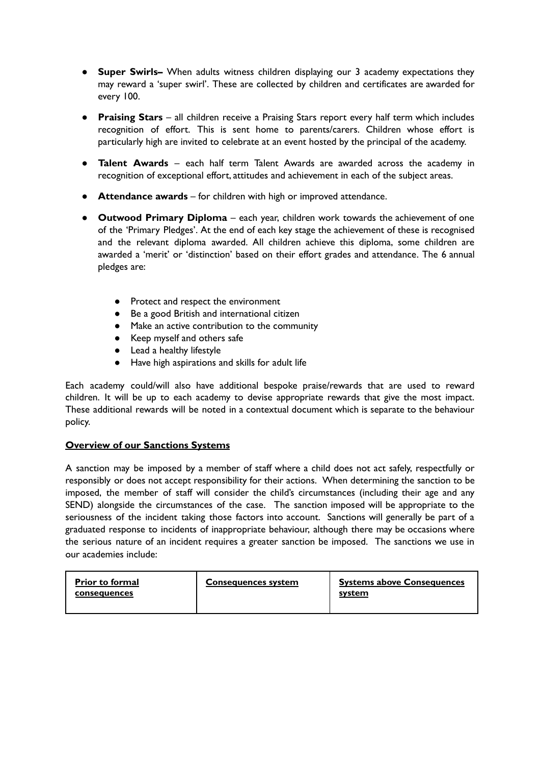- **Super Swirls–** When adults witness children displaying our 3 academy expectations they may reward a 'super swirl'. These are collected by children and certificates are awarded for every 100.
- **Praising Stars** – all children receive a Praising Stars report every half term which includes recognition of effort. This is sent home to parents/carers. Children whose effort is particularly high are invited to celebrate at an event hosted by the principal of the academy.
- **Talent Awards** – each half term Talent Awards are awarded across the academy in recognition of exceptional effort, attitudes and achievement in each of the subject areas.
- **Attendance awards** – for children with high or improved attendance.
- **Outwood Primary Diploma** – each year, children work towards the achievement of one of the 'Primary Pledges'. At the end of each key stage the achievement of these is recognised and the relevant diploma awarded. All children achieve this diploma, some children are awarded a 'merit' or 'distinction' based on their effort grades and attendance. The 6 annual pledges are:

    - Protect and respect the environment
    - Be a good British and international citizen
    - Make an active contribution to the community
    - Keep myself and others safe
    - Lead a healthy lifestyle
    - Have high aspirations and skills for adult life

Each academy could/will also have additional bespoke praise/rewards that are used to reward children. It will be up to each academy to devise appropriate rewards that give the most impact. These additional rewards will be noted in a contextual document which is separate to the behaviour policy.

**Overview of our Sanctions Systems**

A sanction may be imposed by a member of staff where a child does not act safely, respectfully or responsibly or does not accept responsibility for their actions. When determining the sanction to be imposed, the member of staff will consider the child's circumstances (including their age and any SEND) alongside the circumstances of the case. The sanction imposed will be appropriate to the seriousness of the incident taking those factors into account. Sanctions will generally be part of a graduated response to incidents of inappropriate behaviour, although there may be occasions where the serious nature of an incident requires a greater sanction be imposed. The sanctions we use in our academies include:

| **Prior to formal consequences** | **Consequences system** | **Systems above Consequences system** |
| --- | --- | --- |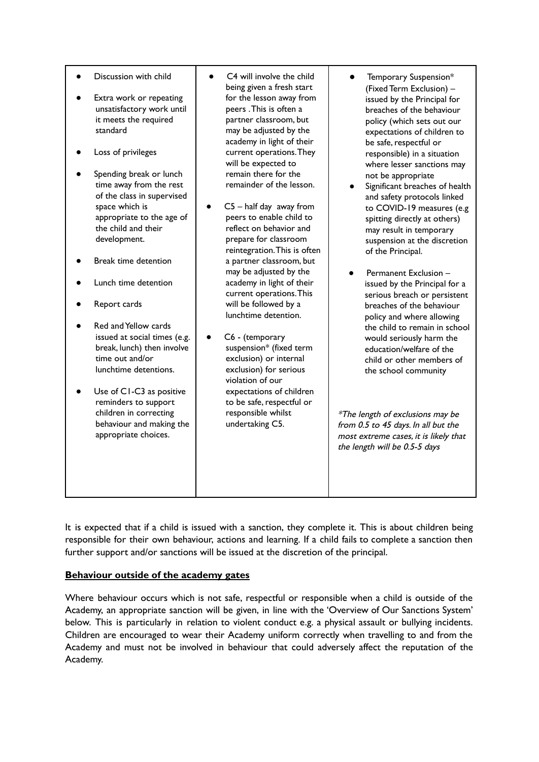| | | |
|---|---|---|
| • Discussion with child<br>• Extra work or repeating unsatisfactory work until it meets the required standard<br>• Loss of privileges<br>• Spending break or lunch time away from the rest of the class in supervised space which is appropriate to the age of the child and their development.<br>• Break time detention<br>• Lunch time detention<br>• Report cards<br>• Red and Yellow cards issued at social times (e.g. break, lunch) then involve time out and/or lunchtime detentions.<br>• Use of C1-C3 as positive reminders to support children in correcting behaviour and making the appropriate choices. | • C4 will involve the child being given a fresh start for the lesson away from peers . This is often a partner classroom, but may be adjusted by the academy in light of their current operations. They will be expected to remain there for the remainder of the lesson.<br>• C5 – half day away from peers to enable child to reflect on behavior and prepare for classroom reintegration. This is often a partner classroom, but may be adjusted by the academy in light of their current operations. This will be followed by a lunchtime detention.<br>• C6 - (temporary suspension* (fixed term exclusion) or internal exclusion) for serious violation of our expectations of children to be safe, respectful or responsible whilst undertaking C5. | • Temporary Suspension* (Fixed Term Exclusion) – issued by the Principal for breaches of the behaviour policy (which sets out our expectations of children to be safe, respectful or responsible) in a situation where lesser sanctions may not be appropriate<br>• Significant breaches of health and safety protocols linked to COVID-19 measures (e.g spitting directly at others) may result in temporary suspension at the discretion of the Principal.<br>• Permanent Exclusion – issued by the Principal for a serious breach or persistent breaches of the behaviour policy and where allowing the child to remain in school would seriously harm the education/welfare of the child or other members of the school community<br><br>*\*The length of exclusions may be from 0.5 to 45 days. In all but the most extreme cases, it is likely that the length will be 0.5-5 days* |

It is expected that if a child is issued with a sanction, they complete it. This is about children being responsible for their own behaviour, actions and learning. If a child fails to complete a sanction then further support and/or sanctions will be issued at the discretion of the principal.

**Behaviour outside of the academy gates**

Where behaviour occurs which is not safe, respectful or responsible when a child is outside of the Academy, an appropriate sanction will be given, in line with the 'Overview of Our Sanctions System' below. This is particularly in relation to violent conduct e.g. a physical assault or bullying incidents. Children are encouraged to wear their Academy uniform correctly when travelling to and from the Academy and must not be involved in behaviour that could adversely affect the reputation of the Academy.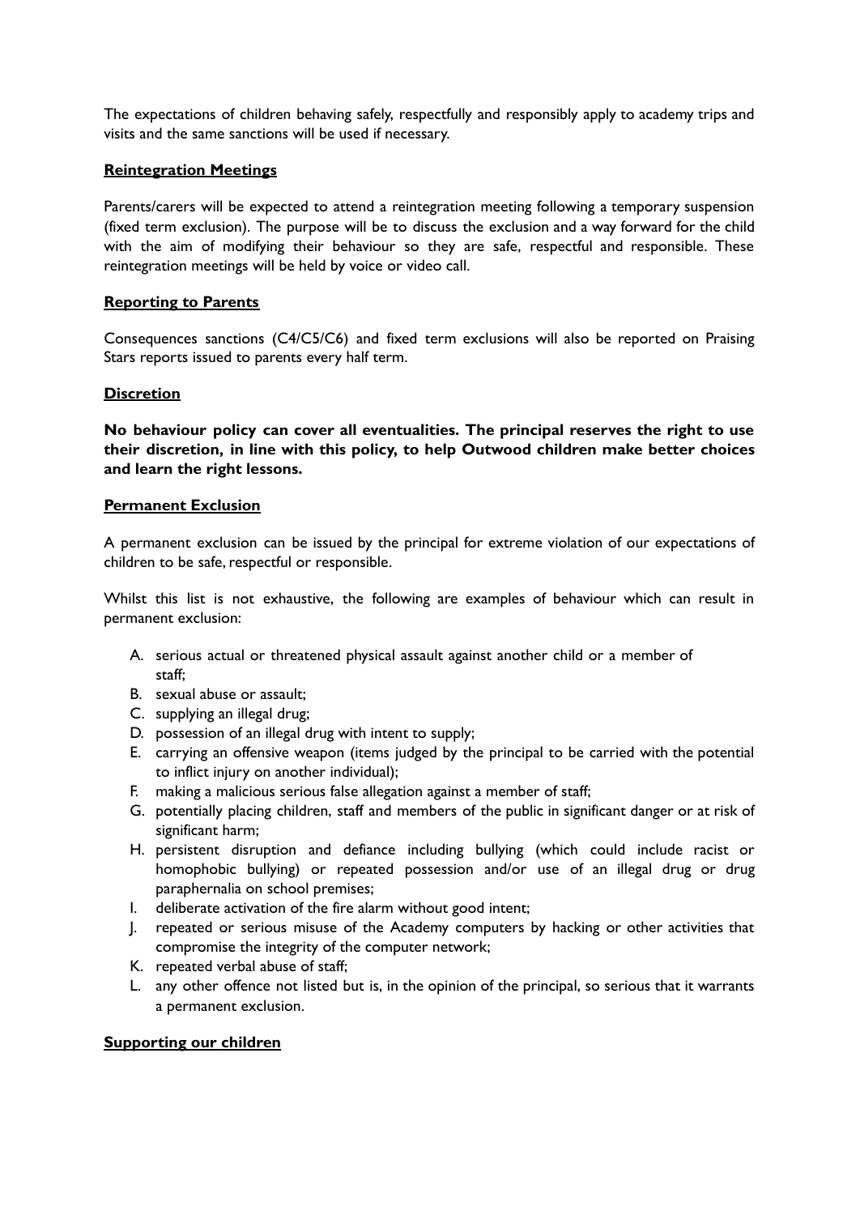The expectations of children behaving safely, respectfully and responsibly apply to academy trips and visits and the same sanctions will be used if necessary.

**Reintegration Meetings**

Parents/carers will be expected to attend a reintegration meeting following a temporary suspension (fixed term exclusion). The purpose will be to discuss the exclusion and a way forward for the child with the aim of modifying their behaviour so they are safe, respectful and responsible. These reintegration meetings will be held by voice or video call.

**Reporting to Parents**

Consequences sanctions (C4/C5/C6) and fixed term exclusions will also be reported on Praising Stars reports issued to parents every half term.

**Discretion**

**No behaviour policy can cover all eventualities. The principal reserves the right to use their discretion, in line with this policy, to help Outwood children make better choices and learn the right lessons.**

**Permanent Exclusion**

A permanent exclusion can be issued by the principal for extreme violation of our expectations of children to be safe, respectful or responsible.

Whilst this list is not exhaustive, the following are examples of behaviour which can result in permanent exclusion:

A. serious actual or threatened physical assault against another child or a member of staff;
B. sexual abuse or assault;
C. supplying an illegal drug;
D. possession of an illegal drug with intent to supply;
E. carrying an offensive weapon (items judged by the principal to be carried with the potential to inflict injury on another individual);
F. making a malicious serious false allegation against a member of staff;
G. potentially placing children, staff and members of the public in significant danger or at risk of significant harm;
H. persistent disruption and defiance including bullying (which could include racist or homophobic bullying) or repeated possession and/or use of an illegal drug or drug paraphernalia on school premises;
I. deliberate activation of the fire alarm without good intent;
J. repeated or serious misuse of the Academy computers by hacking or other activities that compromise the integrity of the computer network;
K. repeated verbal abuse of staff;
L. any other offence not listed but is, in the opinion of the principal, so serious that it warrants a permanent exclusion.

**Supporting our children**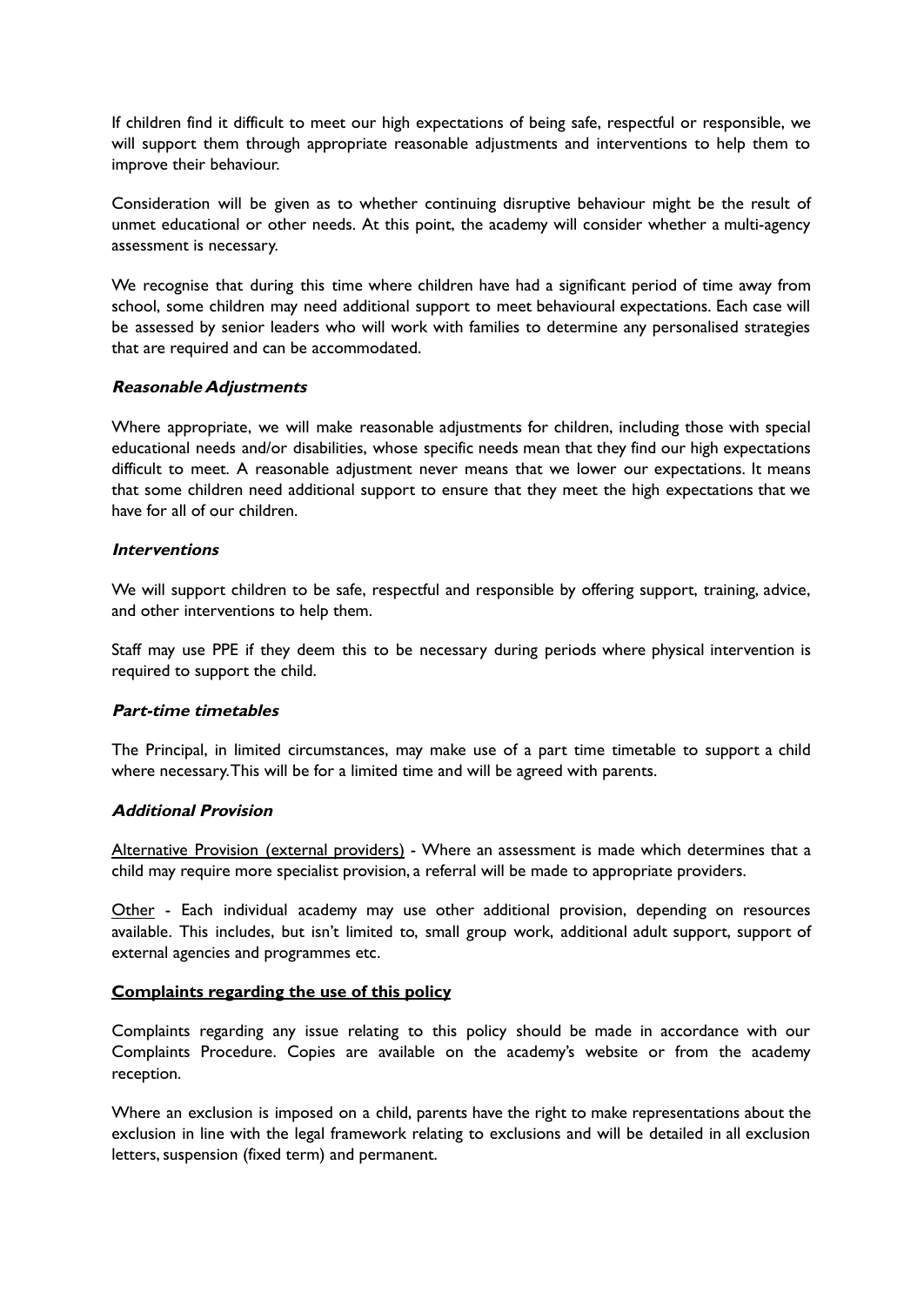If children find it difficult to meet our high expectations of being safe, respectful or responsible, we will support them through appropriate reasonable adjustments and interventions to help them to improve their behaviour.

Consideration will be given as to whether continuing disruptive behaviour might be the result of unmet educational or other needs. At this point, the academy will consider whether a multi-agency assessment is necessary.

We recognise that during this time where children have had a significant period of time away from school, some children may need additional support to meet behavioural expectations. Each case will be assessed by senior leaders who will work with families to determine any personalised strategies that are required and can be accommodated.

***Reasonable Adjustments***

Where appropriate, we will make reasonable adjustments for children, including those with special educational needs and/or disabilities, whose specific needs mean that they find our high expectations difficult to meet. A reasonable adjustment never means that we lower our expectations. It means that some children need additional support to ensure that they meet the high expectations that we have for all of our children.

***Interventions***

We will support children to be safe, respectful and responsible by offering support, training, advice, and other interventions to help them.

Staff may use PPE if they deem this to be necessary during periods where physical intervention is required to support the child.

***Part-time timetables***

The Principal, in limited circumstances, may make use of a part time timetable to support a child where necessary. This will be for a limited time and will be agreed with parents.

***Additional Provision***

<u>Alternative Provision (external providers)</u> - Where an assessment is made which determines that a child may require more specialist provision, a referral will be made to appropriate providers.

<u>Other</u> - Each individual academy may use other additional provision, depending on resources available. This includes, but isn't limited to, small group work, additional adult support, support of external agencies and programmes etc.

**<u>Complaints regarding the use of this policy</u>**

Complaints regarding any issue relating to this policy should be made in accordance with our Complaints Procedure. Copies are available on the academy's website or from the academy reception.

Where an exclusion is imposed on a child, parents have the right to make representations about the exclusion in line with the legal framework relating to exclusions and will be detailed in all exclusion letters, suspension (fixed term) and permanent.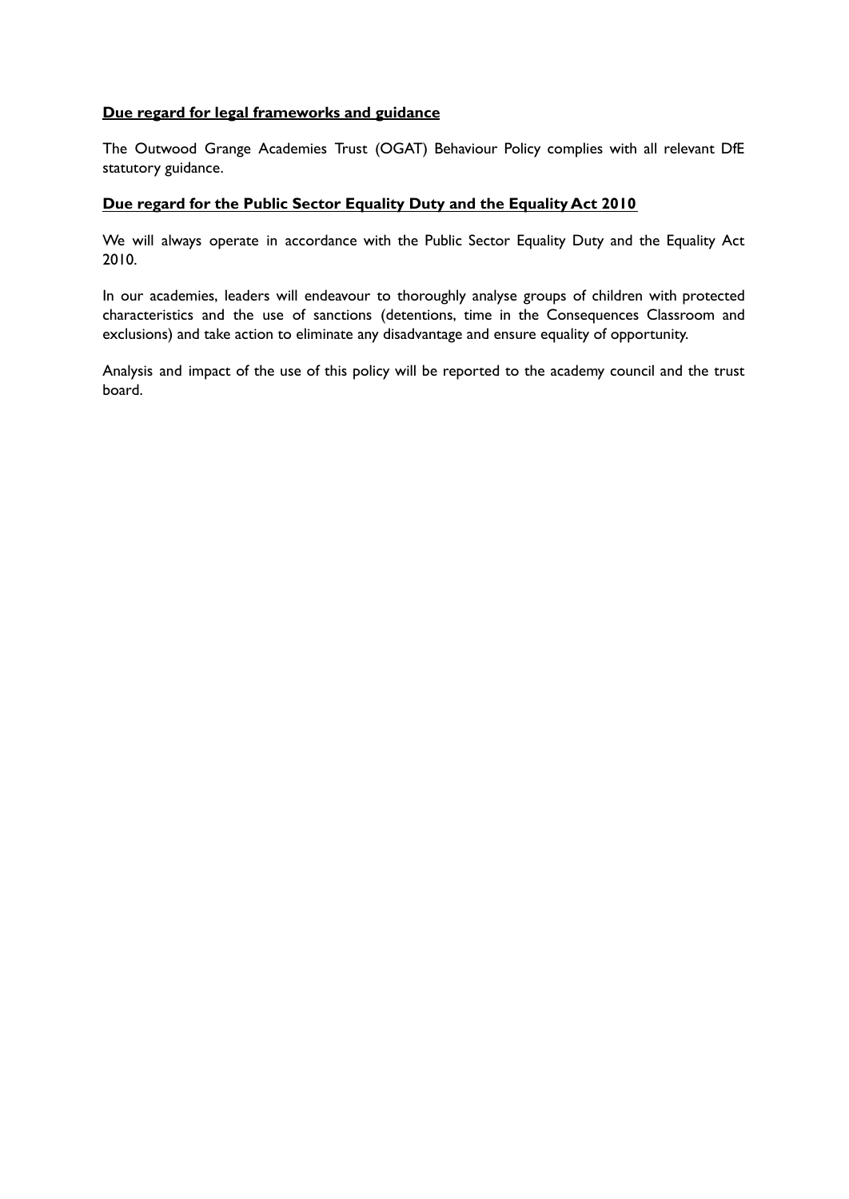**Due regard for legal frameworks and guidance**

The Outwood Grange Academies Trust (OGAT) Behaviour Policy complies with all relevant DfE statutory guidance.

**Due regard for the Public Sector Equality Duty and the Equality Act 2010**

We will always operate in accordance with the Public Sector Equality Duty and the Equality Act 2010.

In our academies, leaders will endeavour to thoroughly analyse groups of children with protected characteristics and the use of sanctions (detentions, time in the Consequences Classroom and exclusions) and take action to eliminate any disadvantage and ensure equality of opportunity.

Analysis and impact of the use of this policy will be reported to the academy council and the trust board.